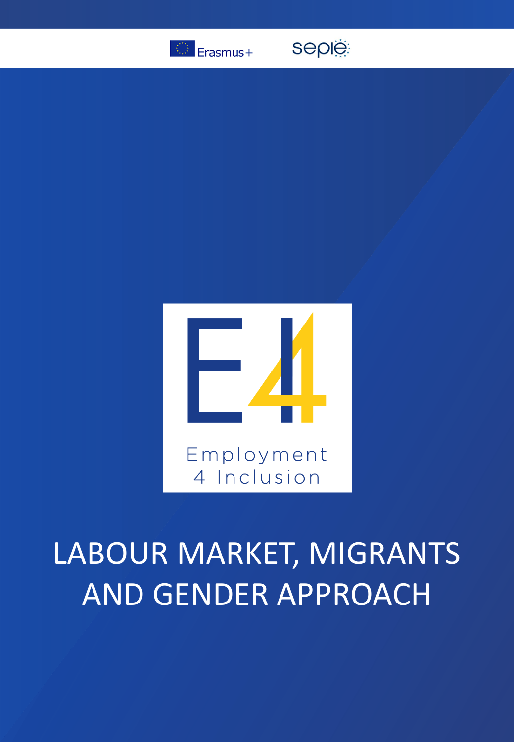Erasmus+

sepie

Employment 4 Inclusion

# LABOUR MARKET, MIGRANTS AND GENDER APPROACH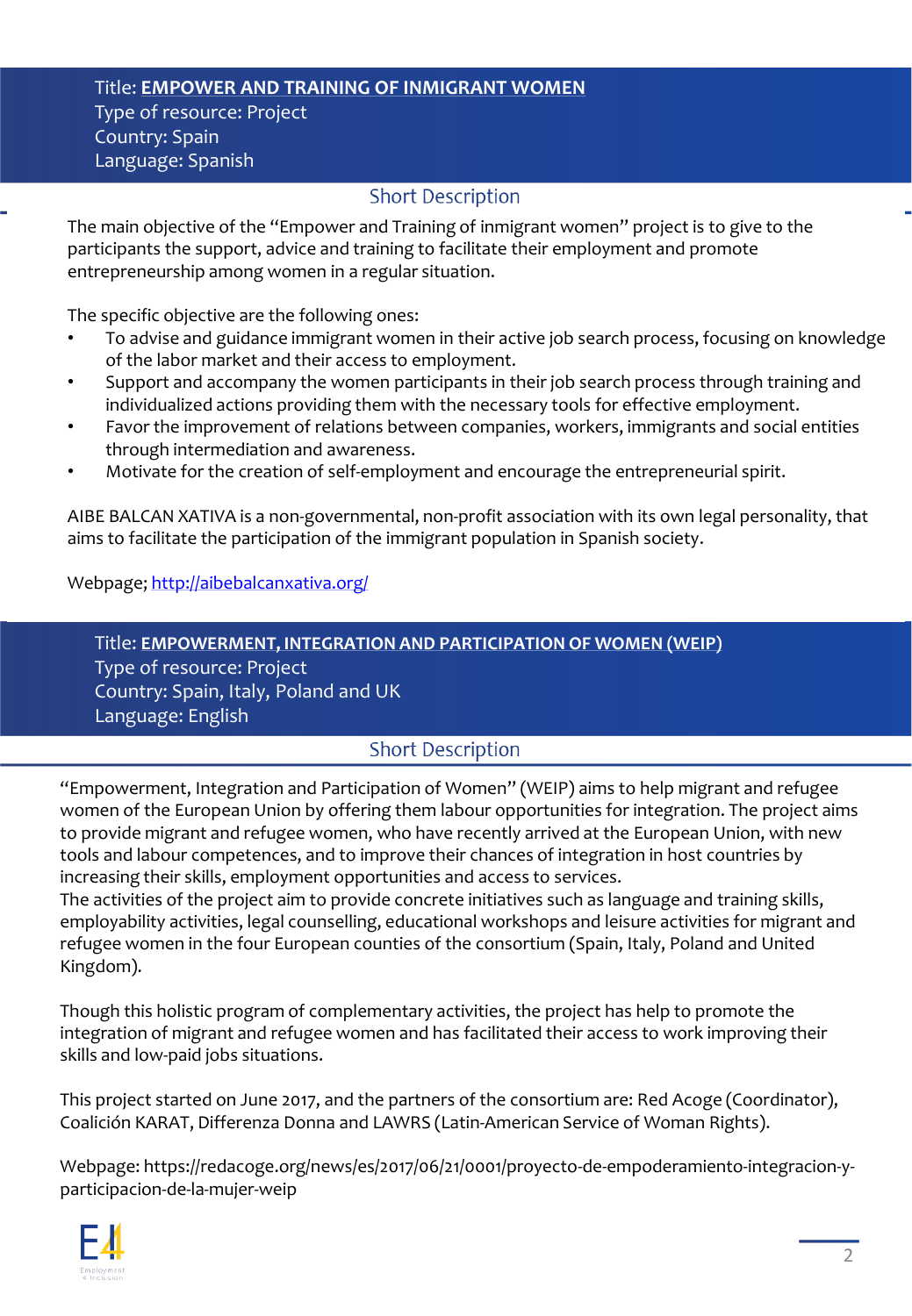Title: **EMPOWER AND TRAINING OF INMIGRANT WOMEN**
Type of resource: Project
Country: Spain
Language: Spanish

## Short Description

The main objective of the "Empower and Training of inmigrant women" project is to give to the participants the support, advice and training to facilitate their employment and promote entrepreneurship among women in a regular situation.

The specific objective are the following ones:

- To advise and guidance immigrant women in their active job search process, focusing on knowledge of the labor market and their access to employment.
- Support and accompany the women participants in their job search process through training and individualized actions providing them with the necessary tools for effective employment.
- Favor the improvement of relations between companies, workers, immigrants and social entities through intermediation and awareness.
- Motivate for the creation of self-employment and encourage the entrepreneurial spirit.

AIBE BALCAN XATIVA is a non-governmental, non-profit association with its own legal personality, that aims to facilitate the participation of the immigrant population in Spanish society.

Webpage; http://aibebalcanxativa.org/

Title: **EMPOWERMENT, INTEGRATION AND PARTICIPATION OF WOMEN (WEIP)**
Type of resource: Project
Country: Spain, Italy, Poland and UK
Language: English

## Short Description

"Empowerment, Integration and Participation of Women" (WEIP) aims to help migrant and refugee women of the European Union by offering them labour opportunities for integration. The project aims to provide migrant and refugee women, who have recently arrived at the European Union, with new tools and labour competences, and to improve their chances of integration in host countries by increasing their skills, employment opportunities and access to services.
The activities of the project aim to provide concrete initiatives such as language and training skills, employability activities, legal counselling, educational workshops and leisure activities for migrant and refugee women in the four European counties of the consortium (Spain, Italy, Poland and United Kingdom).

Though this holistic program of complementary activities, the project has help to promote the integration of migrant and refugee women and has facilitated their access to work improving their skills and low-paid jobs situations.

This project started on June 2017, and the partners of the consortium are: Red Acoge (Coordinator), Coalición KARAT, Differenza Donna and LAWRS (Latin-American Service of Woman Rights).

Webpage: https://redacoge.org/news/es/2017/06/21/0001/proyecto-de-empoderamiento-integracion-y-participacion-de-la-mujer-weip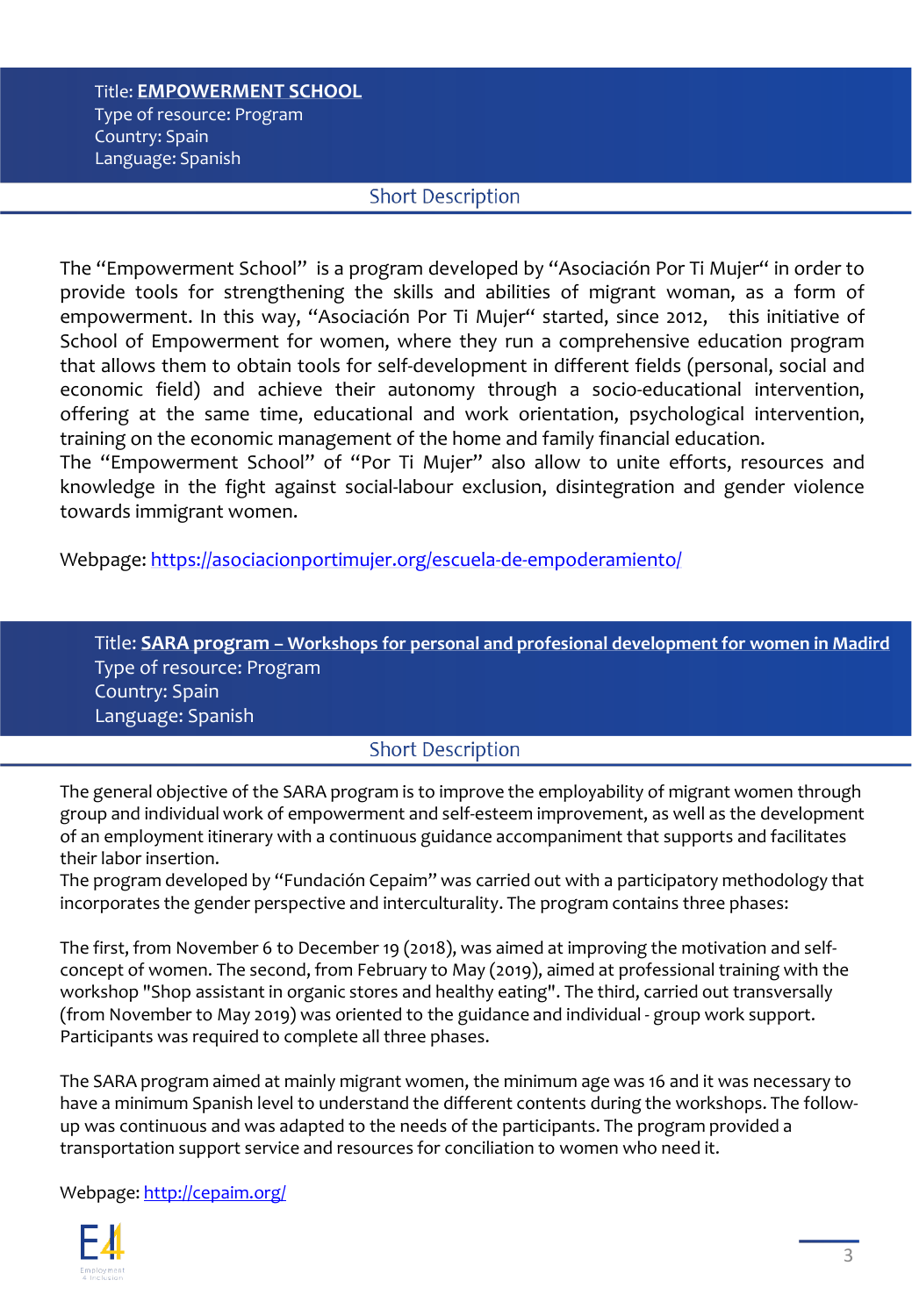Title: **EMPOWERMENT SCHOOL**
Type of resource: Program
Country: Spain
Language: Spanish

## Short Description

The "Empowerment School" is a program developed by "Asociación Por Ti Mujer" in order to provide tools for strengthening the skills and abilities of migrant woman, as a form of empowerment. In this way, "Asociación Por Ti Mujer" started, since 2012, this initiative of School of Empowerment for women, where they run a comprehensive education program that allows them to obtain tools for self-development in different fields (personal, social and economic field) and achieve their autonomy through a socio-educational intervention, offering at the same time, educational and work orientation, psychological intervention, training on the economic management of the home and family financial education.
The "Empowerment School" of "Por Ti Mujer" also allow to unite efforts, resources and knowledge in the fight against social-labour exclusion, disintegration and gender violence towards immigrant women.

Webpage: https://asociacionportimujer.org/escuela-de-empoderamiento/

Title: **SARA program – Workshops for personal and profesional development for women in Madrid**
Type of resource: Program
Country: Spain
Language: Spanish

## Short Description

The general objective of the SARA program is to improve the employability of migrant women through group and individual work of empowerment and self-esteem improvement, as well as the development of an employment itinerary with a continuous guidance accompaniment that supports and facilitates their labor insertion.
The program developed by "Fundación Cepaim" was carried out with a participatory methodology that incorporates the gender perspective and interculturality. The program contains three phases:

The first, from November 6 to December 19 (2018), was aimed at improving the motivation and self-concept of women. The second, from February to May (2019), aimed at professional training with the workshop "Shop assistant in organic stores and healthy eating". The third, carried out transversally (from November to May 2019) was oriented to the guidance and individual - group work support. Participants was required to complete all three phases.

The SARA program aimed at mainly migrant women, the minimum age was 16 and it was necessary to have a minimum Spanish level to understand the different contents during the workshops. The follow-up was continuous and was adapted to the needs of the participants. The program provided a transportation support service and resources for conciliation to women who need it.

Webpage: http://cepaim.org/